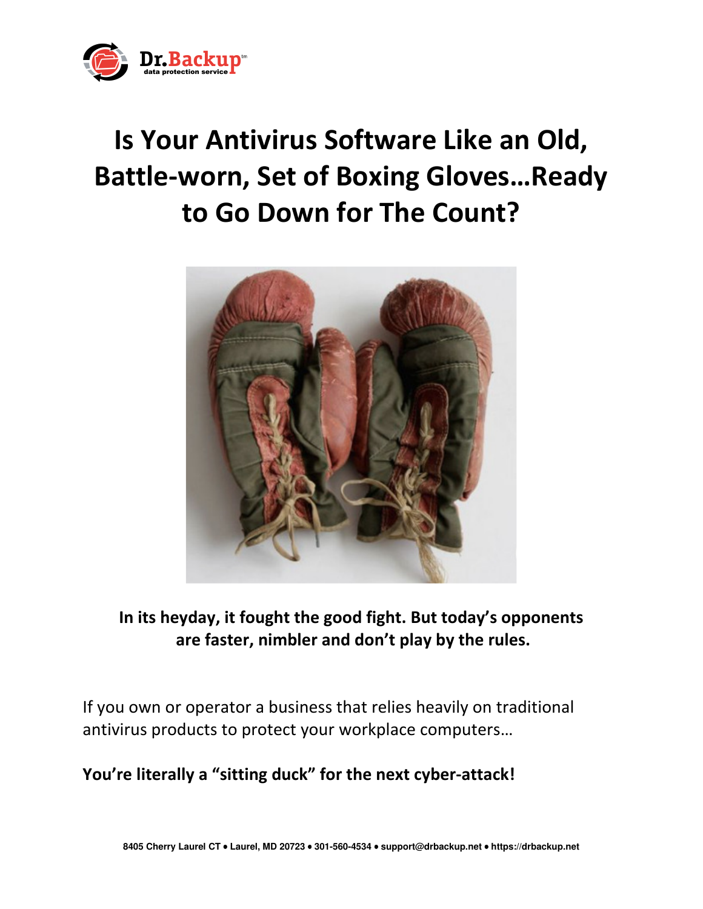# Is Your Antivirus Software Like an Old, Battle-worn, Set of Boxing Gloves…Ready to Go Down for The Count?

**In its heyday, it fought the good fight. But today's opponents are faster, nimbler and don't play by the rules.**

If you own or operator a business that relies heavily on traditional antivirus products to protect your workplace computers…

**You're literally a "sitting duck" for the next cyber-attack!**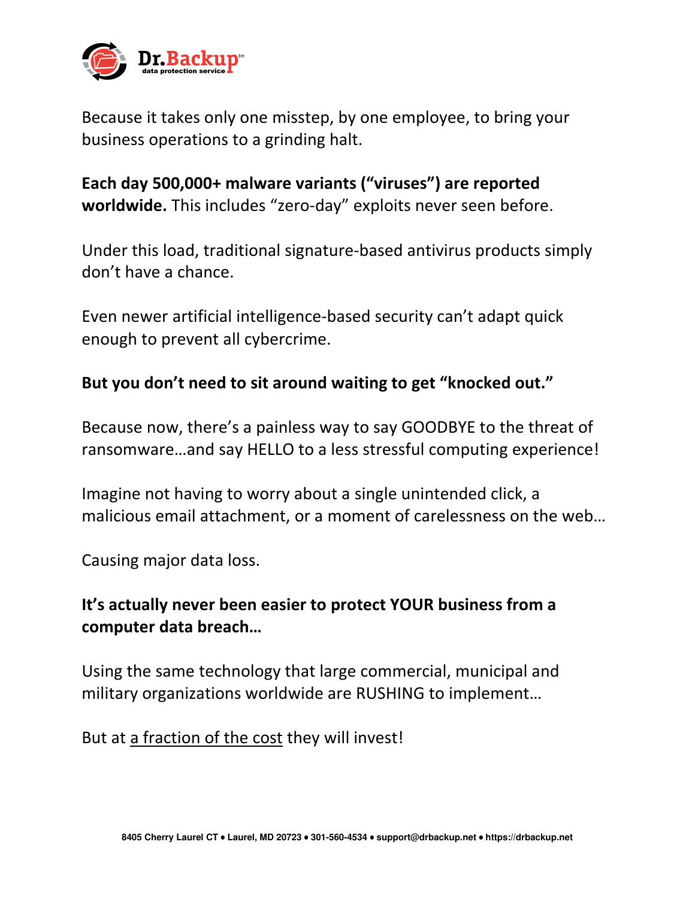Because it takes only one misstep, by one employee, to bring your business operations to a grinding halt.

**Each day 500,000+ malware variants ("viruses") are reported worldwide.** This includes "zero-day" exploits never seen before.

Under this load, traditional signature-based antivirus products simply don't have a chance.

Even newer artificial intelligence-based security can't adapt quick enough to prevent all cybercrime.

**But you don't need to sit around waiting to get "knocked out."**

Because now, there's a painless way to say GOODBYE to the threat of ransomware…and say HELLO to a less stressful computing experience!

Imagine not having to worry about a single unintended click, a malicious email attachment, or a moment of carelessness on the web…

Causing major data loss.

**It's actually never been easier to protect YOUR business from a computer data breach…**

Using the same technology that large commercial, municipal and military organizations worldwide are RUSHING to implement…

But at a fraction of the cost they will invest!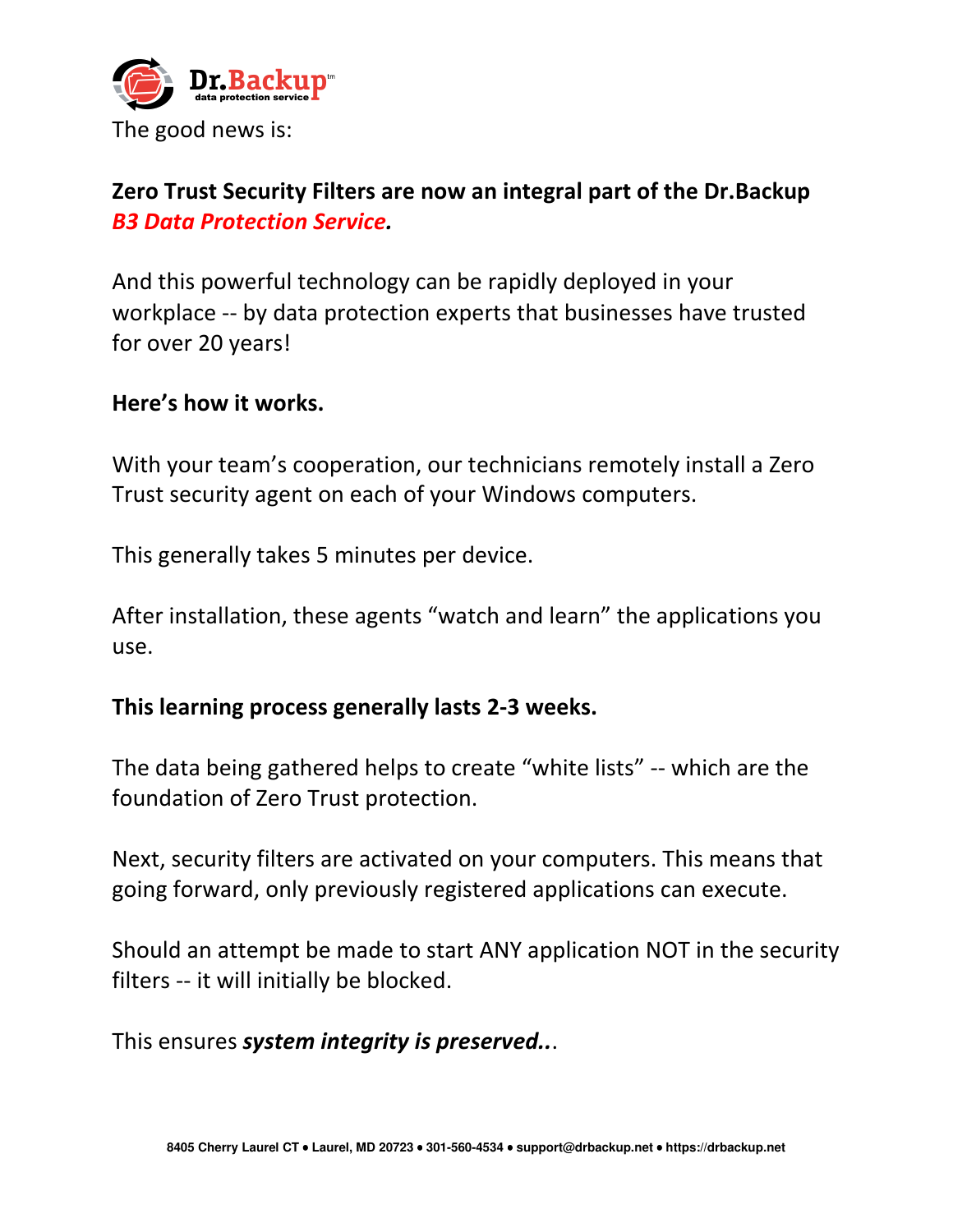The good news is:

**Zero Trust Security Filters are now an integral part of the Dr.Backup *B3 Data Protection Service.***

And this powerful technology can be rapidly deployed in your workplace -- by data protection experts that businesses have trusted for over 20 years!

**Here's how it works.**

With your team's cooperation, our technicians remotely install a Zero Trust security agent on each of your Windows computers.

This generally takes 5 minutes per device.

After installation, these agents "watch and learn" the applications you use.

**This learning process generally lasts 2-3 weeks.**

The data being gathered helps to create "white lists" -- which are the foundation of Zero Trust protection.

Next, security filters are activated on your computers. This means that going forward, only previously registered applications can execute.

Should an attempt be made to start ANY application NOT in the security filters -- it will initially be blocked.

This ensures ***system integrity is preserved..***.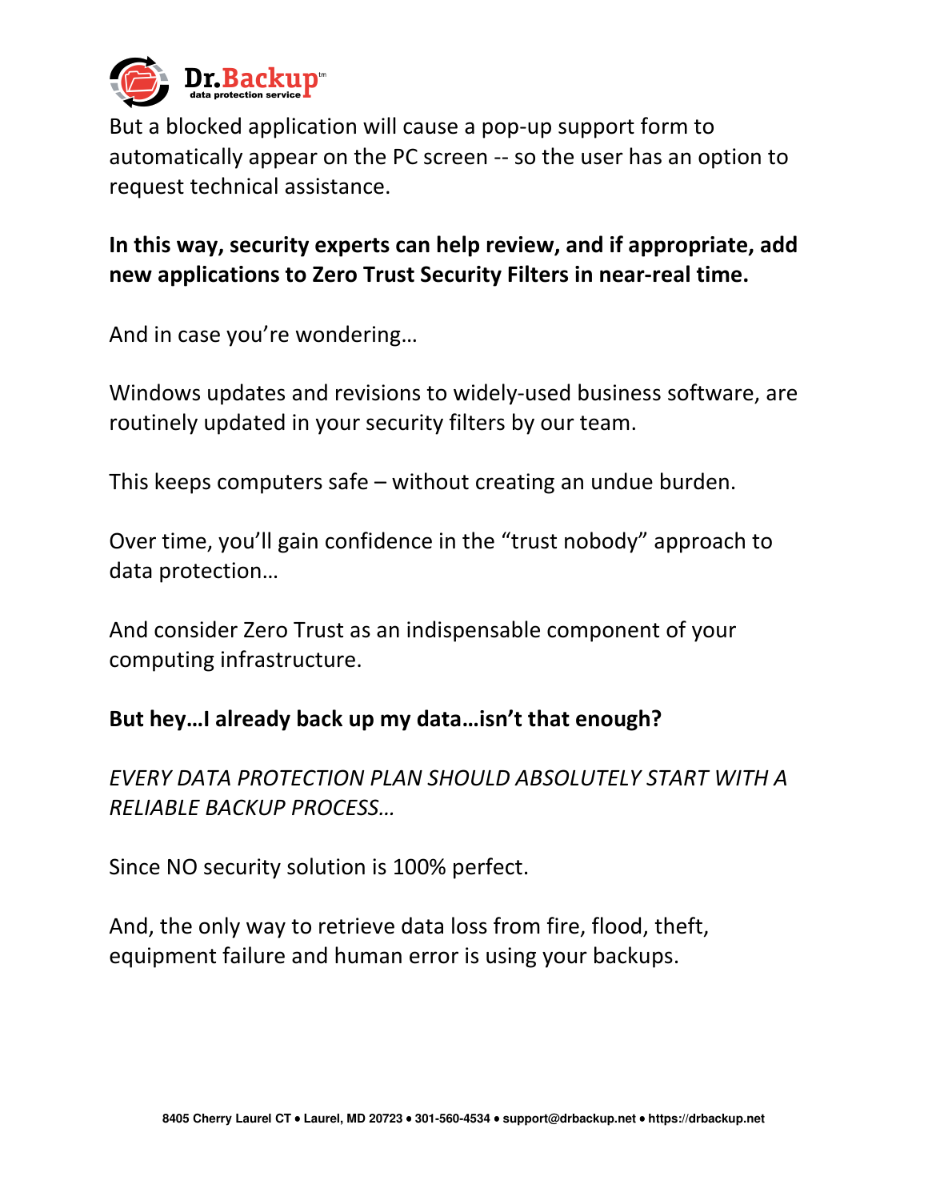But a blocked application will cause a pop-up support form to automatically appear on the PC screen -- so the user has an option to request technical assistance.

**In this way, security experts can help review, and if appropriate, add new applications to Zero Trust Security Filters in near-real time.**

And in case you're wondering…

Windows updates and revisions to widely-used business software, are routinely updated in your security filters by our team.

This keeps computers safe – without creating an undue burden.

Over time, you'll gain confidence in the "trust nobody" approach to data protection…

And consider Zero Trust as an indispensable component of your computing infrastructure.

**But hey…I already back up my data…isn't that enough?**

*EVERY DATA PROTECTION PLAN SHOULD ABSOLUTELY START WITH A RELIABLE BACKUP PROCESS…*

Since NO security solution is 100% perfect.

And, the only way to retrieve data loss from fire, flood, theft, equipment failure and human error is using your backups.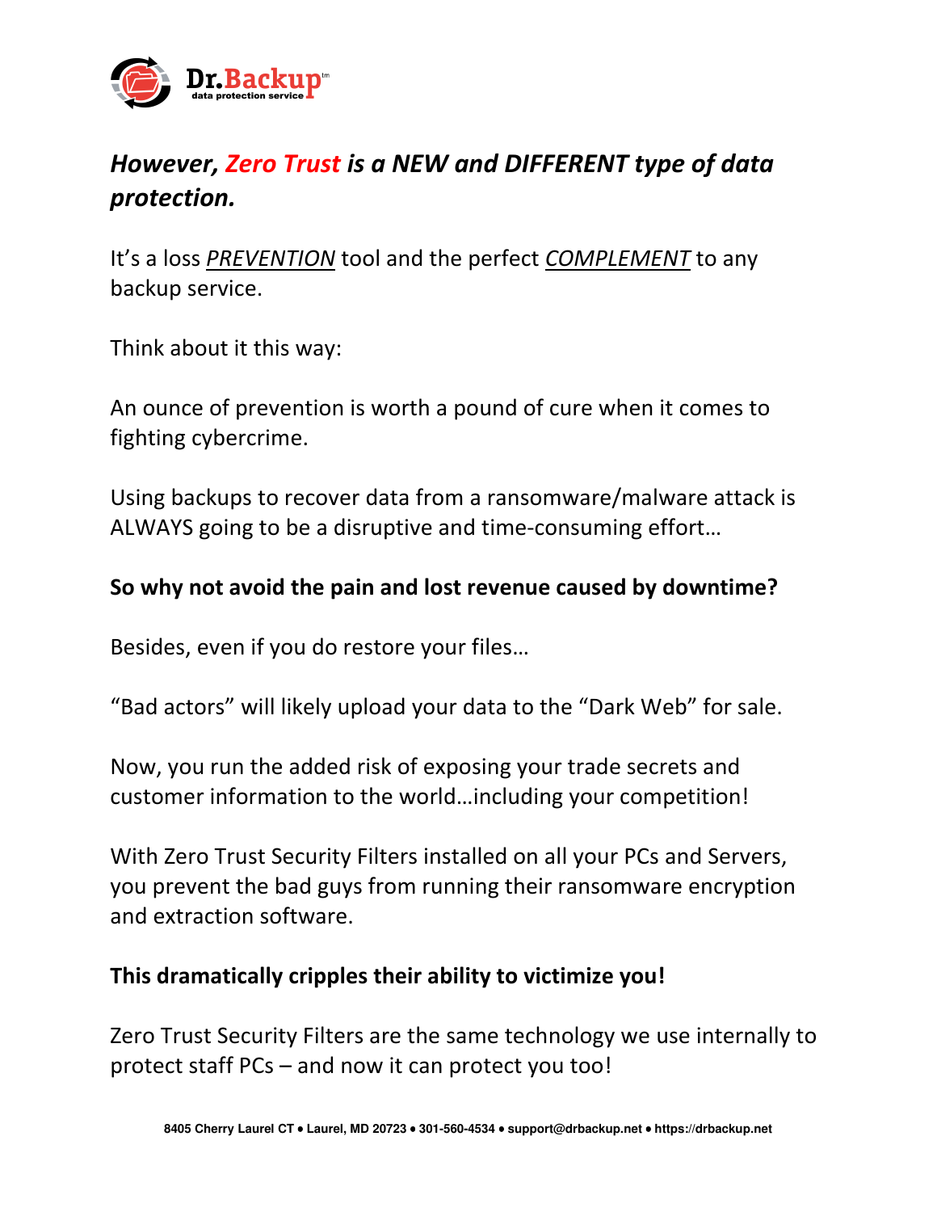## *However, Zero Trust is a NEW and DIFFERENT type of data protection.*

It's a loss *PREVENTION* tool and the perfect *COMPLEMENT* to any backup service.

Think about it this way:

An ounce of prevention is worth a pound of cure when it comes to fighting cybercrime.

Using backups to recover data from a ransomware/malware attack is ALWAYS going to be a disruptive and time-consuming effort…

**So why not avoid the pain and lost revenue caused by downtime?**

Besides, even if you do restore your files…

"Bad actors" will likely upload your data to the "Dark Web" for sale.

Now, you run the added risk of exposing your trade secrets and customer information to the world…including your competition!

With Zero Trust Security Filters installed on all your PCs and Servers, you prevent the bad guys from running their ransomware encryption and extraction software.

**This dramatically cripples their ability to victimize you!**

Zero Trust Security Filters are the same technology we use internally to protect staff PCs – and now it can protect you too!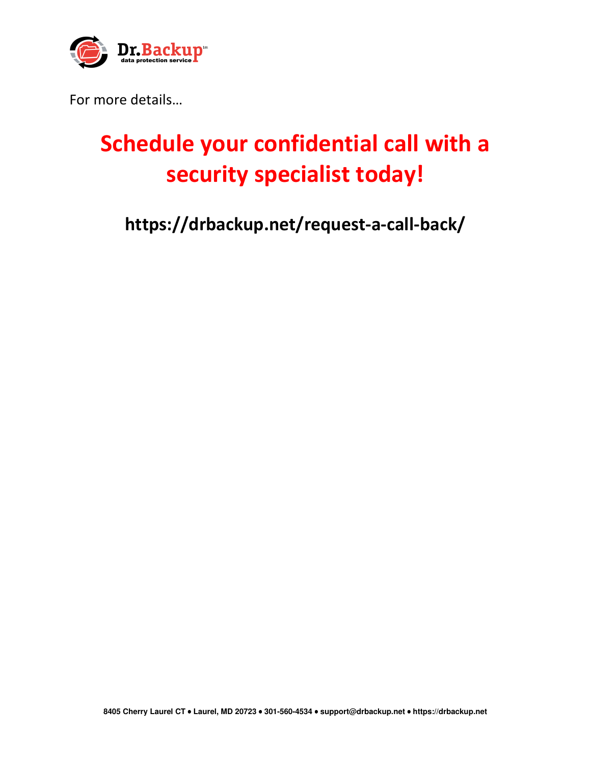For more details…

# Schedule your confidential call with a security specialist today!

**https://drbackup.net/request-a-call-back/**